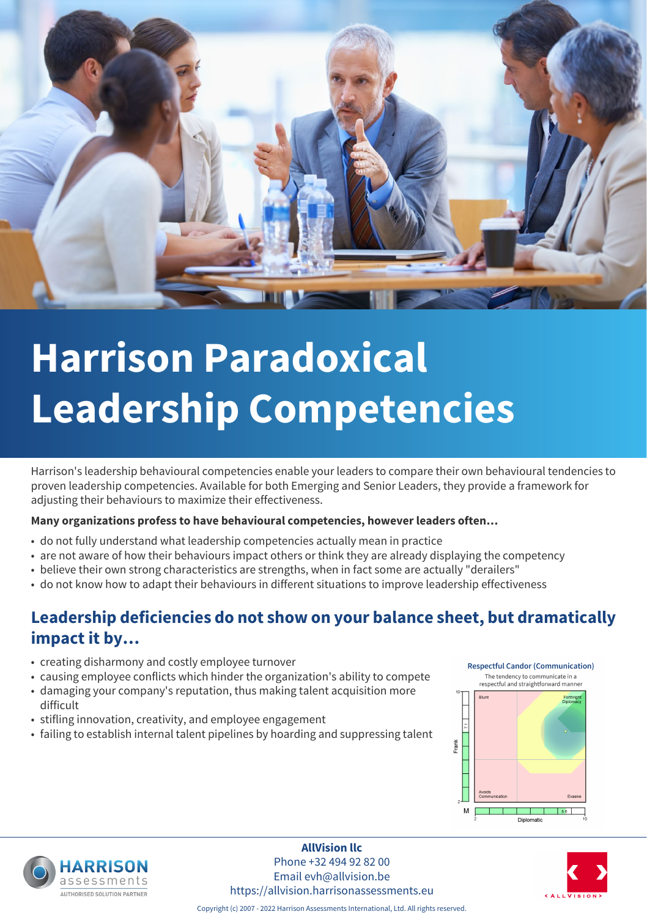# Harrison Paradoxical Leadership Competencies

Harrison's leadership behavioural competencies enable your leaders to compare their own behavioural tendencies to proven leadership competencies. Available for both Emerging and Senior Leaders, they provide a framework for adjusting their behaviours to maximize their effectiveness.

**Many organizations profess to have behavioural competencies, however leaders often…**

- do not fully understand what leadership competencies actually mean in practice
- are not aware of how their behaviours impact others or think they are already displaying the competency
- believe their own strong characteristics are strengths, when in fact some are actually "derailers"
- do not know how to adapt their behaviours in different situations to improve leadership effectiveness

## Leadership deficiencies do not show on your balance sheet, but dramatically impact it by…

- creating disharmony and costly employee turnover
- causing employee conflicts which hinder the organization's ability to compete
- damaging your company's reputation, thus making talent acquisition more difficult
- stifling innovation, creativity, and employee engagement
- failing to establish internal talent pipelines by hoarding and suppressing talent

**Respectful Candor (Communication)**

The tendency to communicate in a respectful and straightforward manner

Blunt | Forthright Diplomacy | Avoids Communication | Evasive

Frank: 7.1 | Diplomatic: 8.6

**AllVision llc**
Phone +32 494 92 82 00
Email evh@allvision.be
https://allvision.harrisonassessments.eu

Copyright (c) 2007 - 2022 Harrison Assessments International, Ltd. All rights reserved.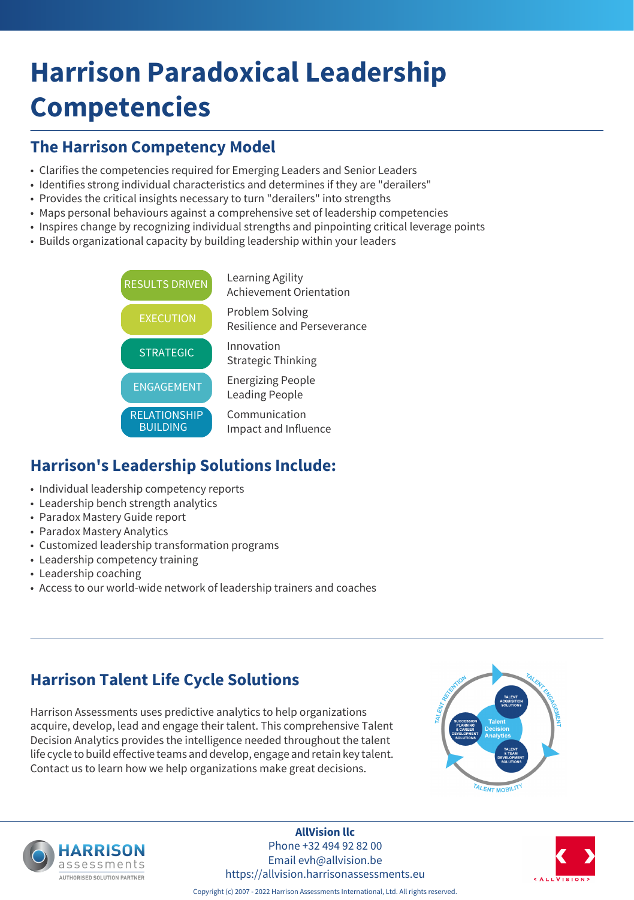# Harrison Paradoxical Leadership Competencies

## The Harrison Competency Model

- Clarifies the competencies required for Emerging Leaders and Senior Leaders
- Identifies strong individual characteristics and determines if they are "derailers"
- Provides the critical insights necessary to turn "derailers" into strengths
- Maps personal behaviours against a comprehensive set of leadership competencies
- Inspires change by recognizing individual strengths and pinpointing critical leverage points
- Builds organizational capacity by building leadership within your leaders

| | |
|---|---|
| RESULTS DRIVEN | Learning Agility<br>Achievement Orientation |
| EXECUTION | Problem Solving<br>Resilience and Perseverance |
| STRATEGIC | Innovation<br>Strategic Thinking |
| ENGAGEMENT | Energizing People<br>Leading People |
| RELATIONSHIP BUILDING | Communication<br>Impact and Influence |

## Harrison's Leadership Solutions Include:

- Individual leadership competency reports
- Leadership bench strength analytics
- Paradox Mastery Guide report
- Paradox Mastery Analytics
- Customized leadership transformation programs
- Leadership competency training
- Leadership coaching
- Access to our world-wide network of leadership trainers and coaches

## Harrison Talent Life Cycle Solutions

Harrison Assessments uses predictive analytics to help organizations acquire, develop, lead and engage their talent. This comprehensive Talent Decision Analytics provides the intelligence needed throughout the talent life cycle to build effective teams and develop, engage and retain key talent. Contact us to learn how we help organizations make great decisions.

TALENT RETENTION
TALENT ENGAGEMENT
TALENT MOBILITY
TALENT ACQUISITION SOLUTIONS
SUCCESSION PLANNING & CAREER DEVELOPMENT SOLUTIONS
Talent Decision Analytics
TALENT & TEAM DEVELOPMENT SOLUTIONS

HARRISON assessments
AUTHORISED SOLUTION PARTNER

**AllVision llc**
Phone +32 494 92 82 00
Email evh@allvision.be
https://allvision.harrisonassessments.eu

< ALLVISION >

Copyright (c) 2007 - 2022 Harrison Assessments International, Ltd. All rights reserved.